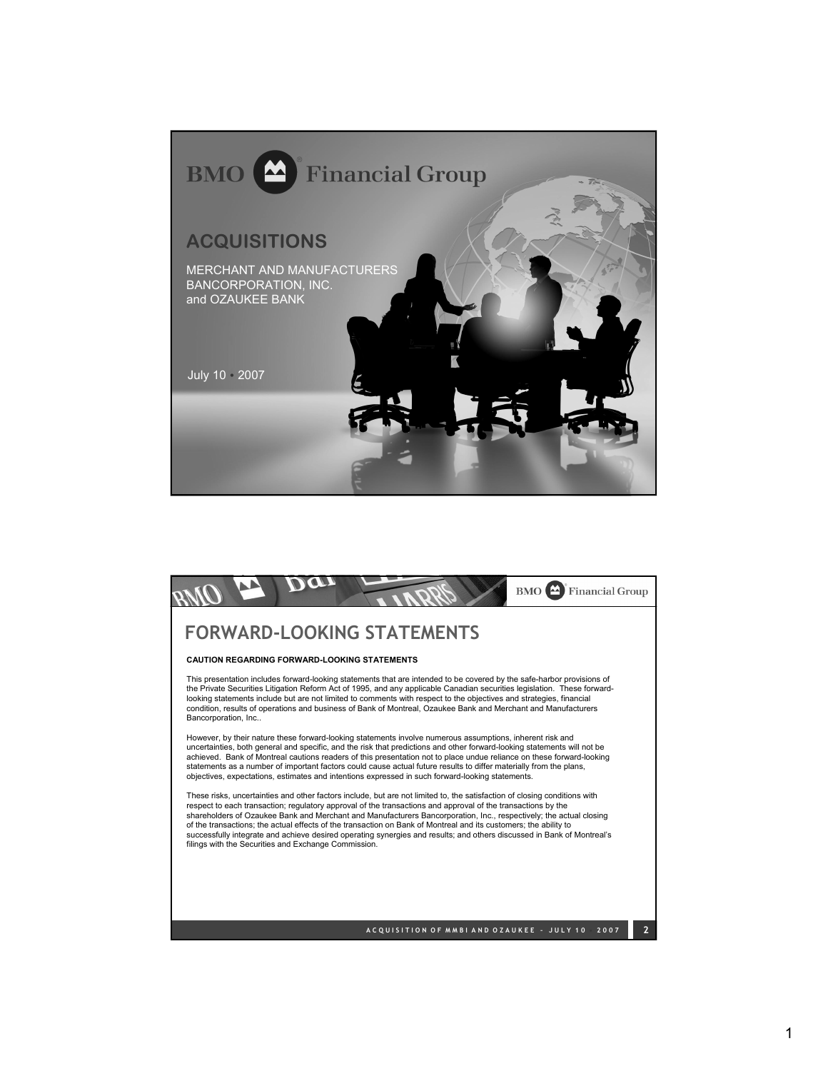BMO Financial Group

# ACQUISITIONS

MERCHANT AND MANUFACTURERS BANCORPORATION, INC. and OZAUKEE BANK

July 10 • 2007

---

BMO Financial Group

## FORWARD-LOOKING STATEMENTS

**CAUTION REGARDING FORWARD-LOOKING STATEMENTS**

This presentation includes forward-looking statements that are intended to be covered by the safe-harbor provisions of the Private Securities Litigation Reform Act of 1995, and any applicable Canadian securities legislation. These forward-looking statements include but are not limited to comments with respect to the objectives and strategies, financial condition, results of operations and business of Bank of Montreal, Ozaukee Bank and Merchant and Manufacturers Bancorporation, Inc..

However, by their nature these forward-looking statements involve numerous assumptions, inherent risk and uncertainties, both general and specific, and the risk that predictions and other forward-looking statements will not be achieved. Bank of Montreal cautions readers of this presentation not to place undue reliance on these forward-looking statements as a number of important factors could cause actual future results to differ materially from the plans, objectives, expectations, estimates and intentions expressed in such forward-looking statements.

These risks, uncertainties and other factors include, but are not limited to, the satisfaction of closing conditions with respect to each transaction; regulatory approval of the transactions and approval of the transactions by the shareholders of Ozaukee Bank and Merchant and Manufacturers Bancorporation, Inc., respectively; the actual closing of the transactions; the actual effects of the transaction on Bank of Montreal and its customers; the ability to successfully integrate and achieve desired operating synergies and results; and others discussed in Bank of Montreal's filings with the Securities and Exchange Commission.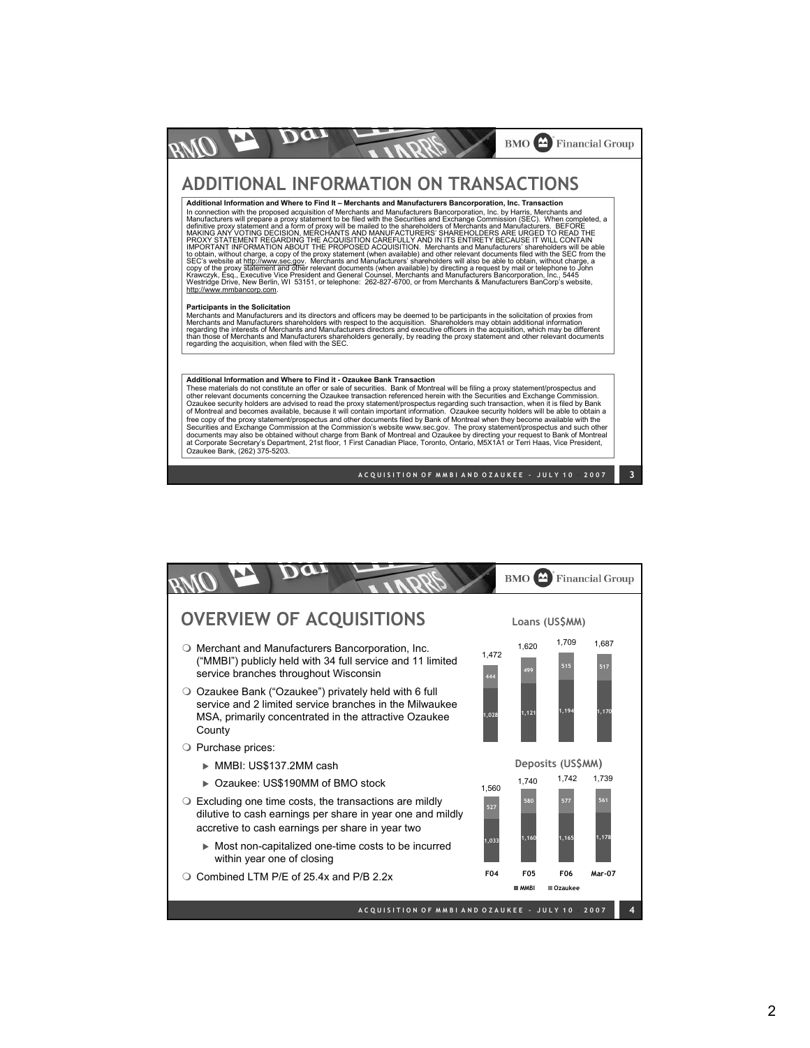# ADDITIONAL INFORMATION ON TRANSACTIONS

**Additional Information and Where to Find It – Merchants and Manufacturers Bancorporation, Inc. Transaction**

In connection with the proposed acquisition of Merchants and Manufacturers Bancorporation, Inc. by Harris, Merchants and Manufacturers will prepare a proxy statement to be filed with the Securities and Exchange Commission (SEC). When completed, a definitive proxy statement and a form of proxy will be mailed to the shareholders of Merchants and Manufacturers. BEFORE MAKING ANY VOTING DECISION, MERCHANTS AND MANUFACTURERS' SHAREHOLDERS ARE URGED TO READ THE PROXY STATEMENT REGARDING THE ACQUISITION CAREFULLY AND IN ITS ENTIRETY BECAUSE IT WILL CONTAIN IMPORTANT INFORMATION ABOUT THE PROPOSED ACQUISITION. Merchants and Manufacturers' shareholders will be able to obtain, without charge, a copy of the proxy statement (when available) and other relevant documents filed with the SEC from the SEC's website at http://www.sec.gov. Merchants and Manufacturers' shareholders will also be able to obtain, without charge, a copy of the proxy statement and other relevant documents (when available) by directing a request by mail or telephone to John Krawczyk, Esq., Executive Vice President and General Counsel, Merchants and Manufacturers Bancorporation, Inc., 5445 Westridge Drive, New Berlin, WI 53151, or telephone: 262-827-6700, or from Merchants & Manufacturers BanCorp's website, http://www.mmbancorp.com.

**Participants in the Solicitation**

Merchants and Manufacturers and its directors and officers may be deemed to be participants in the solicitation of proxies from Merchants and Manufacturers shareholders with respect to the acquisition. Shareholders may obtain additional information regarding the interests of Merchants and Manufacturers directors and executive officers in the acquisition, which may be different than those of Merchants and Manufacturers shareholders generally, by reading the proxy statement and other relevant documents regarding the acquisition, when filed with the SEC.

**Additional Information and Where to Find it - Ozaukee Bank Transaction**

These materials do not constitute an offer or sale of securities. Bank of Montreal will be filing a proxy statement/prospectus and other relevant documents concerning the Ozaukee transaction referenced herein with the Securities and Exchange Commission. Ozaukee security holders are advised to read the proxy statement/prospectus regarding such transaction, when it is filed by Bank of Montreal and becomes available, because it will contain important information. Ozaukee security holders will be able to obtain a free copy of the proxy statement/prospectus and other documents filed by Bank of Montreal when they become available with the Securities and Exchange Commission at the Commission's website www.sec.gov. The proxy statement/prospectus and such other documents may also be obtained without charge from Bank of Montreal and Ozaukee by directing your request to Bank of Montreal at Corporate Secretary's Department, 21st floor, 1 First Canadian Place, Toronto, Ontario, M5X1A1 or Terri Haas, Vice President, Ozaukee Bank, (262) 375-5203.

# OVERVIEW OF ACQUISITIONS

- Merchant and Manufacturers Bancorporation, Inc. ("MMBI") publicly held with 34 full service and 11 limited service branches throughout Wisconsin
- Ozaukee Bank ("Ozaukee") privately held with 6 full service and 2 limited service branches in the Milwaukee MSA, primarily concentrated in the attractive Ozaukee County
- Purchase prices:
  - MMBI: US$137.2MM cash
  - Ozaukee: US$190MM of BMO stock
- Excluding one time costs, the transactions are mildly dilutive to cash earnings per share in year one and mildly accretive to cash earnings per share in year two
  - Most non-capitalized one-time costs to be incurred within year one of closing
- Combined LTM P/E of 25.4x and P/B 2.2x

**Loans (US$MM)**

| | F04 | F05 | F06 | Mar-07 |
|---|---|---|---|---|
| MMBI | 1,028 | 1,121 | 1,194 | 1,170 |
| Ozaukee | 444 | 499 | 515 | 517 |
| Total | 1,472 | 1,620 | 1,709 | 1,687 |

**Deposits (US$MM)**

| | F04 | F05 | F06 | Mar-07 |
|---|---|---|---|---|
| MMBI | 1,033 | 1,160 | 1,165 | 1,178 |
| Ozaukee | 527 | 580 | 577 | 561 |
| Total | 1,560 | 1,740 | 1,742 | 1,739 |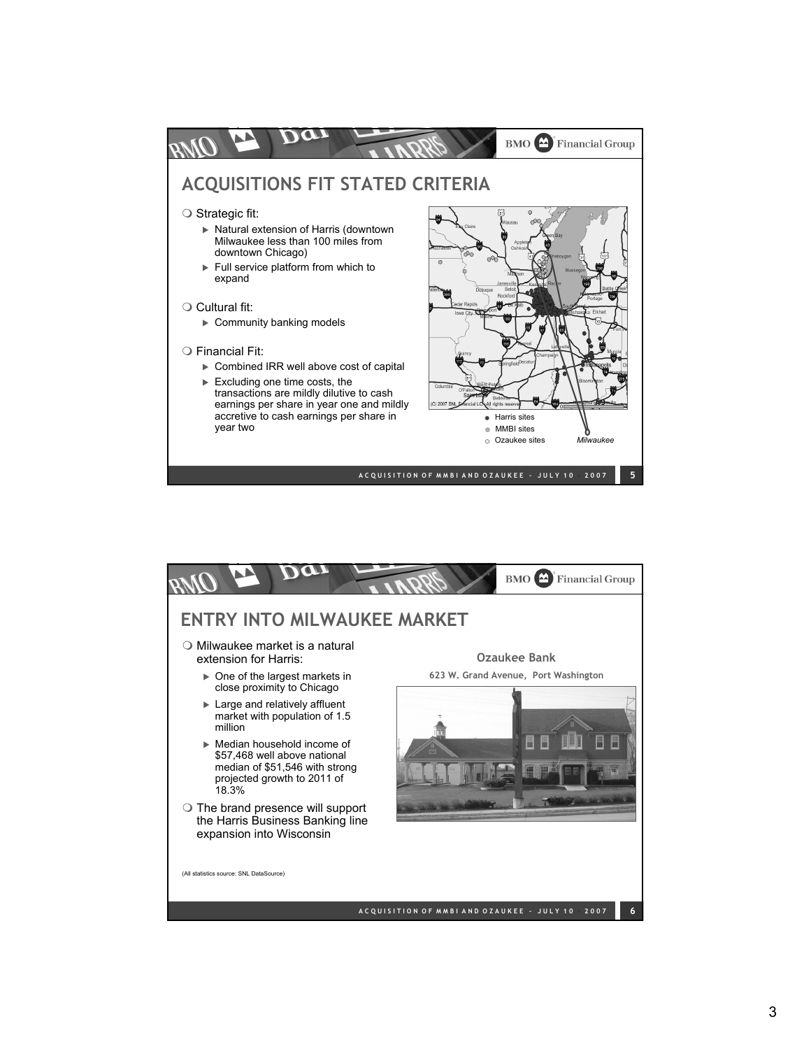## ACQUISITIONS FIT STATED CRITERIA

- Strategic fit:
  - Natural extension of Harris (downtown Milwaukee less than 100 miles from downtown Chicago)
  - Full service platform from which to expand
- Cultural fit:
  - Community banking models
- Financial Fit:
  - Combined IRR well above cost of capital
  - Excluding one time costs, the transactions are mildly dilutive to cash earnings per share in year one and mildly accretive to cash earnings per share in year two

- Harris sites
- MMBI sites
- Ozaukee sites

*Milwaukee*

ACQUISITION OF MMBI AND OZAUKEE - JULY 10 2007

## ENTRY INTO MILWAUKEE MARKET

- Milwaukee market is a natural extension for Harris:
  - One of the largest markets in close proximity to Chicago
  - Large and relatively affluent market with population of 1.5 million
  - Median household income of $57,468 well above national median of $51,546 with strong projected growth to 2011 of 18.3%
- The brand presence will support the Harris Business Banking line expansion into Wisconsin

**Ozaukee Bank**

**623 W. Grand Avenue, Port Washington**

(All statistics source: SNL DataSource)

ACQUISITION OF MMBI AND OZAUKEE - JULY 10 2007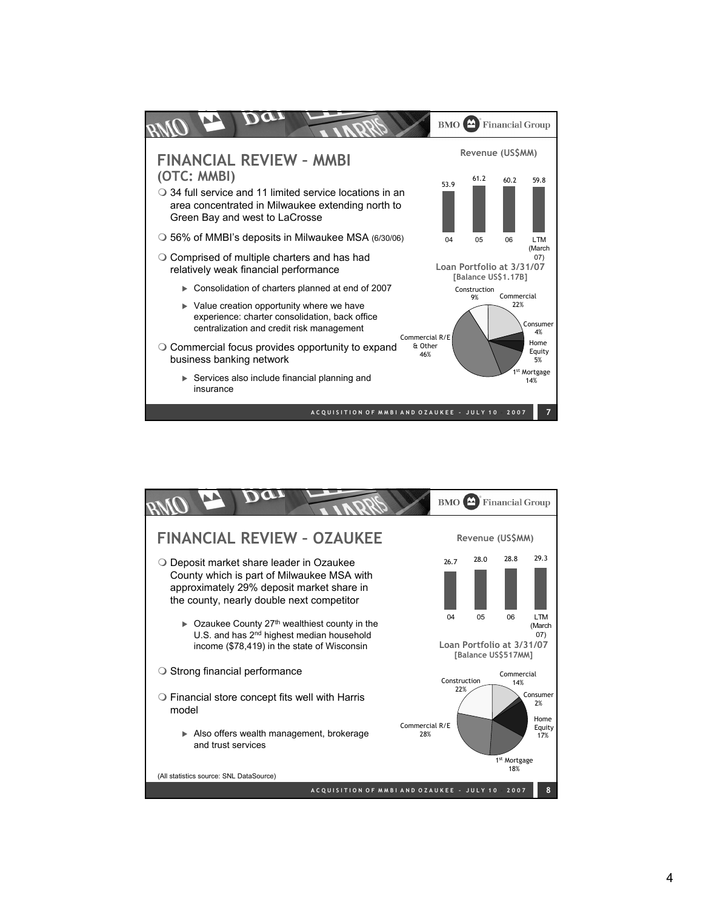## FINANCIAL REVIEW – MMBI
### (OTC: MMBI)

- 34 full service and 11 limited service locations in an area concentrated in Milwaukee extending north to Green Bay and west to LaCrosse
- 56% of MMBI's deposits in Milwaukee MSA (6/30/06)
- Comprised of multiple charters and has had relatively weak financial performance
  - Consolidation of charters planned at end of 2007
  - Value creation opportunity where we have experience: charter consolidation, back office centralization and credit risk management
- Commercial focus provides opportunity to expand business banking network
  - Services also include financial planning and insurance

**Revenue (US$MM)**

| 04 | 05 | 06 | LTM (March 07) |
|---|---|---|---|
| 53.9 | 61.2 | 60.2 | 59.8 |

**Loan Portfolio at 3/31/07**
**[Balance US$1.17B]**

| Category | % |
|---|---|
| Construction | 9% |
| Commercial | 22% |
| Consumer | 4% |
| Home Equity | 5% |
| 1st Mortgage | 14% |
| Commercial R/E & Other | 46% |

## FINANCIAL REVIEW – OZAUKEE

- Deposit market share leader in Ozaukee County which is part of Milwaukee MSA with approximately 29% deposit market share in the county, nearly double next competitor
  - Ozaukee County 27th wealthiest county in the U.S. and has 2nd highest median household income ($78,419) in the state of Wisconsin
- Strong financial performance
- Financial store concept fits well with Harris model
  - Also offers wealth management, brokerage and trust services

**Revenue (US$MM)**

| 04 | 05 | 06 | LTM (March 07) |
|---|---|---|---|
| 26.7 | 28.0 | 28.8 | 29.3 |

**Loan Portfolio at 3/31/07**
**[Balance US$517MM]**

| Category | % |
|---|---|
| Construction | 22% |
| Commercial | 14% |
| Consumer | 2% |
| Home Equity | 17% |
| 1st Mortgage | 18% |
| Commercial R/E | 28% |

(All statistics source: SNL DataSource)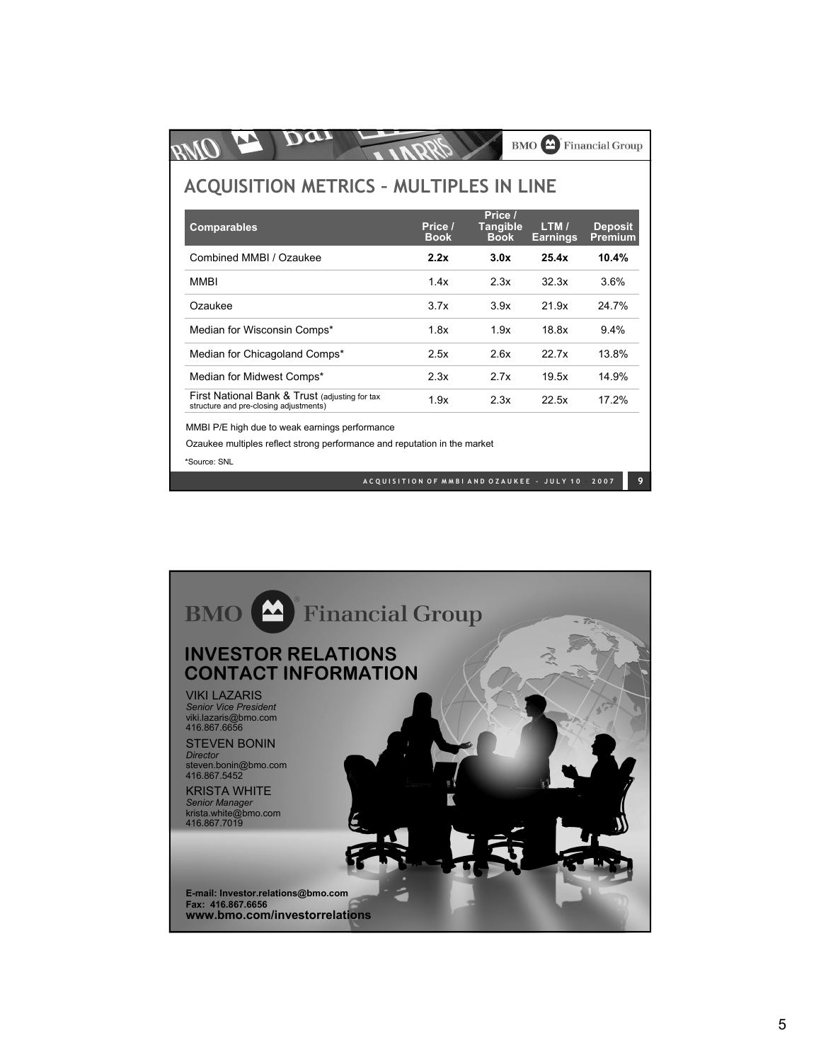## ACQUISITION METRICS – MULTIPLES IN LINE

| Comparables | Price / Book | Price / Tangible Book | LTM / Earnings | Deposit Premium |
|---|---|---|---|---|
| Combined MMBI / Ozaukee | **2.2x** | **3.0x** | **25.4x** | **10.4%** |
| MMBI | 1.4x | 2.3x | 32.3x | 3.6% |
| Ozaukee | 3.7x | 3.9x | 21.9x | 24.7% |
| Median for Wisconsin Comps* | 1.8x | 1.9x | 18.8x | 9.4% |
| Median for Chicagoland Comps* | 2.5x | 2.6x | 22.7x | 13.8% |
| Median for Midwest Comps* | 2.3x | 2.7x | 19.5x | 14.9% |
| First National Bank & Trust (adjusting for tax structure and pre-closing adjustments) | 1.9x | 2.3x | 22.5x | 17.2% |

MMBI P/E high due to weak earnings performance

Ozaukee multiples reflect strong performance and reputation in the market

*Source: SNL

ACQUISITION OF MMBI AND OZAUKEE - JULY 10 2007

## INVESTOR RELATIONS CONTACT INFORMATION

VIKI LAZARIS
*Senior Vice President*
viki.lazaris@bmo.com
416.867.6656

STEVEN BONIN
*Director*
steven.bonin@bmo.com
416.867.5452

KRISTA WHITE
*Senior Manager*
krista.white@bmo.com
416.867.7019

**E-mail: Investor.relations@bmo.com**
**Fax: 416.867.6656**
**www.bmo.com/investorrelations**